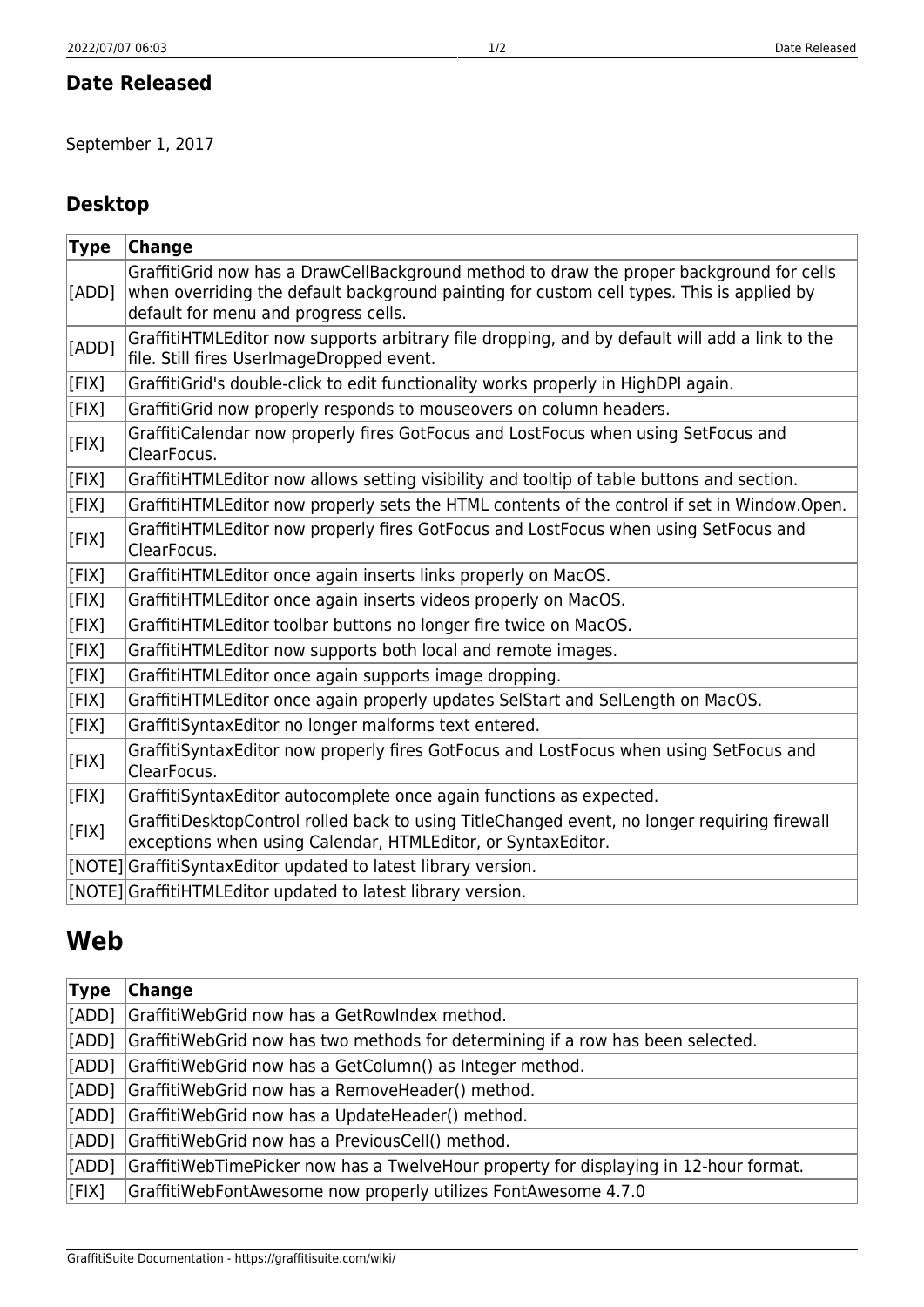### Date Released

September 1, 2017

### Desktop

| Type | Change |
|---|---|
| [ADD] | GraffitiGrid now has a DrawCellBackground method to draw the proper background for cells when overriding the default background painting for custom cell types. This is applied by default for menu and progress cells. |
| [ADD] | GraffitiHTMLEditor now supports arbitrary file dropping, and by default will add a link to the file. Still fires UserImageDropped event. |
| [FIX] | GraffitiGrid's double-click to edit functionality works properly in HighDPI again. |
| [FIX] | GraffitiGrid now properly responds to mouseovers on column headers. |
| [FIX] | GraffitiCalendar now properly fires GotFocus and LostFocus when using SetFocus and ClearFocus. |
| [FIX] | GraffitiHTMLEditor now allows setting visibility and tooltip of table buttons and section. |
| [FIX] | GraffitiHTMLEditor now properly sets the HTML contents of the control if set in Window.Open. |
| [FIX] | GraffitiHTMLEditor now properly fires GotFocus and LostFocus when using SetFocus and ClearFocus. |
| [FIX] | GraffitiHTMLEditor once again inserts links properly on MacOS. |
| [FIX] | GraffitiHTMLEditor once again inserts videos properly on MacOS. |
| [FIX] | GraffitiHTMLEditor toolbar buttons no longer fire twice on MacOS. |
| [FIX] | GraffitiHTMLEditor now supports both local and remote images. |
| [FIX] | GraffitiHTMLEditor once again supports image dropping. |
| [FIX] | GraffitiHTMLEditor once again properly updates SelStart and SelLength on MacOS. |
| [FIX] | GraffitiSyntaxEditor no longer malforms text entered. |
| [FIX] | GraffitiSyntaxEditor now properly fires GotFocus and LostFocus when using SetFocus and ClearFocus. |
| [FIX] | GraffitiSyntaxEditor autocomplete once again functions as expected. |
| [FIX] | GraffitiDesktopControl rolled back to using TitleChanged event, no longer requiring firewall exceptions when using Calendar, HTMLEditor, or SyntaxEditor. |
| [NOTE] | GraffitiSyntaxEditor updated to latest library version. |
| [NOTE] | GraffitiHTMLEditor updated to latest library version. |

## Web

| Type | Change |
|---|---|
| [ADD] | GraffitiWebGrid now has a GetRowIndex method. |
| [ADD] | GraffitiWebGrid now has two methods for determining if a row has been selected. |
| [ADD] | GraffitiWebGrid now has a GetColumn() as Integer method. |
| [ADD] | GraffitiWebGrid now has a RemoveHeader() method. |
| [ADD] | GraffitiWebGrid now has a UpdateHeader() method. |
| [ADD] | GraffitiWebGrid now has a PreviousCell() method. |
| [ADD] | GraffitiWebTimePicker now has a TwelveHour property for displaying in 12-hour format. |
| [FIX] | GraffitiWebFontAwesome now properly utilizes FontAwesome 4.7.0 |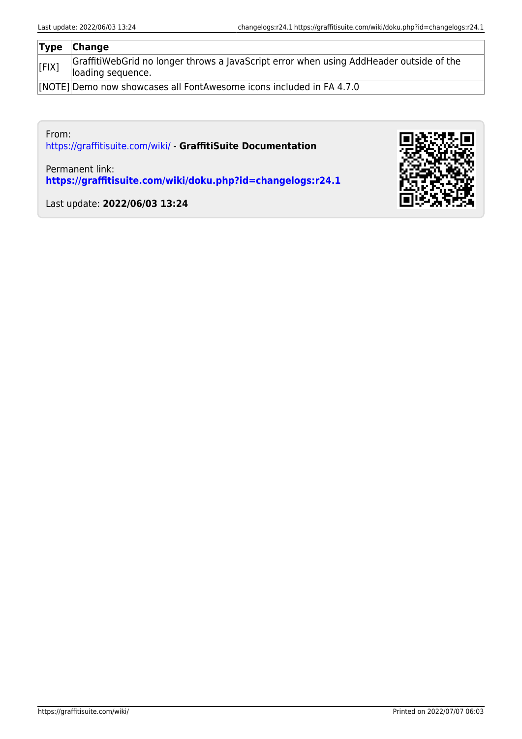| Type | Change |
| --- | --- |
| [FIX] | GraffitiWebGrid no longer throws a JavaScript error when using AddHeader outside of the loading sequence. |
| [NOTE] | Demo now showcases all FontAwesome icons included in FA 4.7.0 |

From:
https://graffitisuite.com/wiki/ - **GraffitiSuite Documentation**

Permanent link:
**https://graffitisuite.com/wiki/doku.php?id=changelogs:r24.1**

Last update: **2022/06/03 13:24**